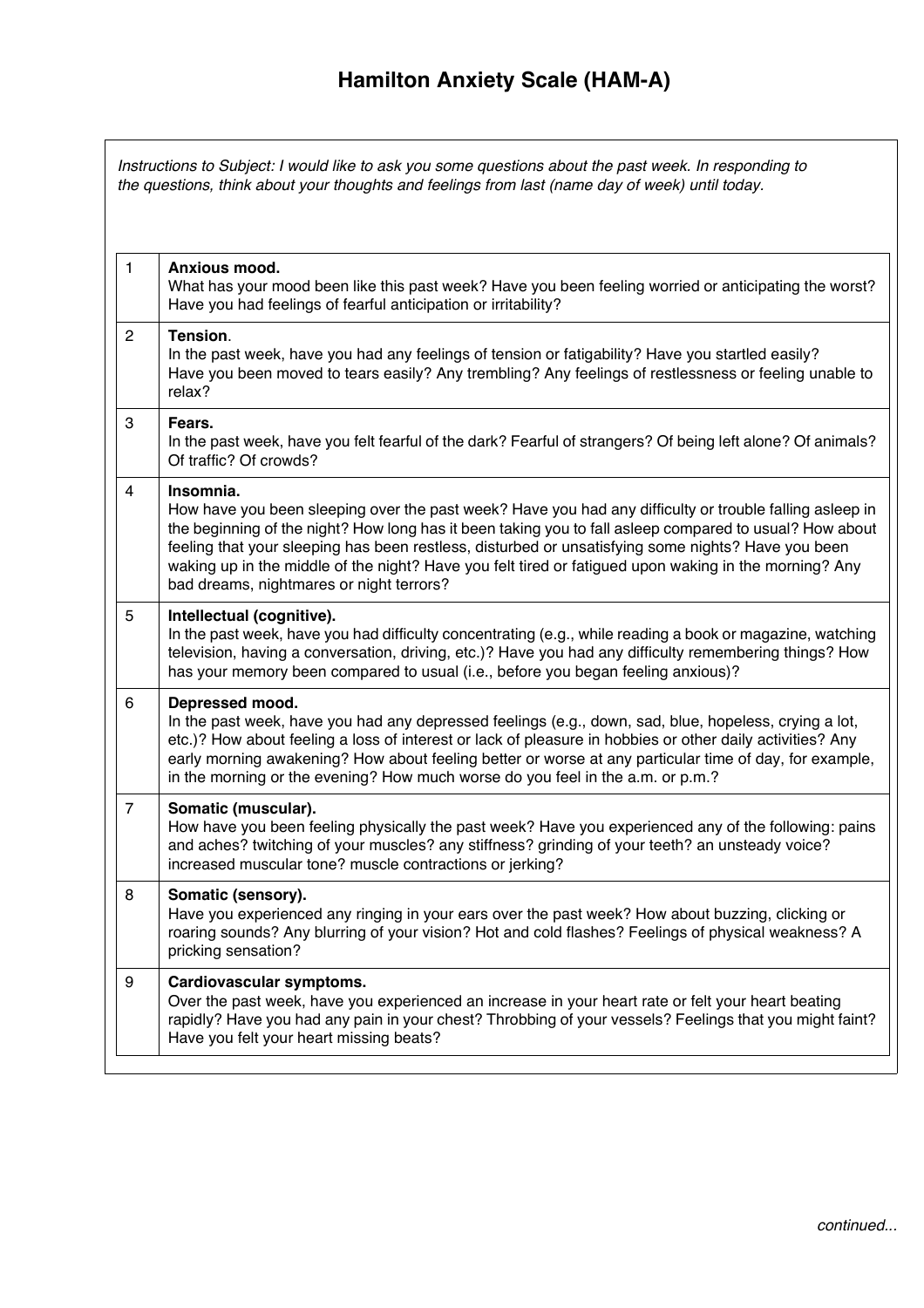# Hamilton Anxiety Scale (HAM-A)

*Instructions to Subject: I would like to ask you some questions about the past week. In responding to the questions, think about your thoughts and feelings from last (name day of week) until today.*

| | |
|---|---|
| 1 | **Anxious mood.**<br>What has your mood been like this past week? Have you been feeling worried or anticipating the worst? Have you had feelings of fearful anticipation or irritability? |
| 2 | **Tension**.<br>In the past week, have you had any feelings of tension or fatigability? Have you startled easily? Have you been moved to tears easily? Any trembling? Any feelings of restlessness or feeling unable to relax? |
| 3 | **Fears.**<br>In the past week, have you felt fearful of the dark? Fearful of strangers? Of being left alone? Of animals? Of traffic? Of crowds? |
| 4 | **Insomnia.**<br>How have you been sleeping over the past week? Have you had any difficulty or trouble falling asleep in the beginning of the night? How long has it been taking you to fall asleep compared to usual? How about feeling that your sleeping has been restless, disturbed or unsatisfying some nights? Have you been waking up in the middle of the night? Have you felt tired or fatigued upon waking in the morning? Any bad dreams, nightmares or night terrors? |
| 5 | **Intellectual (cognitive).**<br>In the past week, have you had difficulty concentrating (e.g., while reading a book or magazine, watching television, having a conversation, driving, etc.)? Have you had any difficulty remembering things? How has your memory been compared to usual (i.e., before you began feeling anxious)? |
| 6 | **Depressed mood.**<br>In the past week, have you had any depressed feelings (e.g., down, sad, blue, hopeless, crying a lot, etc.)? How about feeling a loss of interest or lack of pleasure in hobbies or other daily activities? Any early morning awakening? How about feeling better or worse at any particular time of day, for example, in the morning or the evening? How much worse do you feel in the a.m. or p.m.? |
| 7 | **Somatic (muscular).**<br>How have you been feeling physically the past week? Have you experienced any of the following: pains and aches? twitching of your muscles? any stiffness? grinding of your teeth? an unsteady voice? increased muscular tone? muscle contractions or jerking? |
| 8 | **Somatic (sensory).**<br>Have you experienced any ringing in your ears over the past week? How about buzzing, clicking or roaring sounds? Any blurring of your vision? Hot and cold flashes? Feelings of physical weakness? A pricking sensation? |
| 9 | **Cardiovascular symptoms.**<br>Over the past week, have you experienced an increase in your heart rate or felt your heart beating rapidly? Have you had any pain in your chest? Throbbing of your vessels? Feelings that you might faint? Have you felt your heart missing beats? |

*continued...*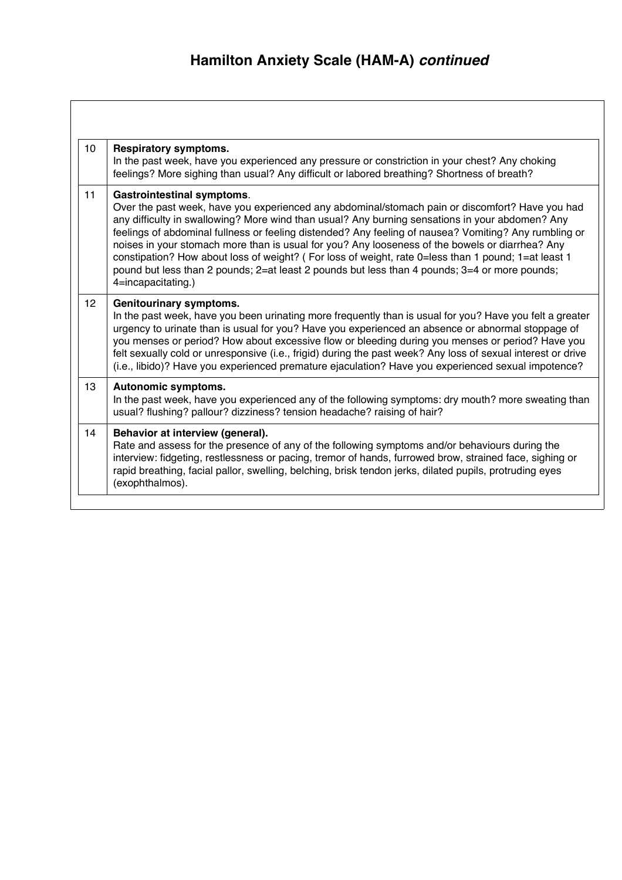# Hamilton Anxiety Scale (HAM-A) *continued*

| | |
|---|---|
| 10 | **Respiratory symptoms.**<br>In the past week, have you experienced any pressure or constriction in your chest? Any choking feelings? More sighing than usual? Any difficult or labored breathing? Shortness of breath? |
| 11 | **Gastrointestinal symptoms**.<br>Over the past week, have you experienced any abdominal/stomach pain or discomfort? Have you had any difficulty in swallowing? More wind than usual? Any burning sensations in your abdomen? Any feelings of abdominal fullness or feeling distended? Any feeling of nausea? Vomiting? Any rumbling or noises in your stomach more than is usual for you? Any looseness of the bowels or diarrhea? Any constipation? How about loss of weight? ( For loss of weight, rate 0=less than 1 pound; 1=at least 1 pound but less than 2 pounds; 2=at least 2 pounds but less than 4 pounds; 3=4 or more pounds; 4=incapacitating.) |
| 12 | **Genitourinary symptoms.**<br>In the past week, have you been urinating more frequently than is usual for you? Have you felt a greater urgency to urinate than is usual for you? Have you experienced an absence or abnormal stoppage of you menses or period? How about excessive flow or bleeding during you menses or period? Have you felt sexually cold or unresponsive (i.e., frigid) during the past week? Any loss of sexual interest or drive (i.e., libido)? Have you experienced premature ejaculation? Have you experienced sexual impotence? |
| 13 | **Autonomic symptoms.**<br>In the past week, have you experienced any of the following symptoms: dry mouth? more sweating than usual? flushing? pallour? dizziness? tension headache? raising of hair? |
| 14 | **Behavior at interview (general).**<br>Rate and assess for the presence of any of the following symptoms and/or behaviours during the interview: fidgeting, restlessness or pacing, tremor of hands, furrowed brow, strained face, sighing or rapid breathing, facial pallor, swelling, belching, brisk tendon jerks, dilated pupils, protruding eyes (exophthalmos). |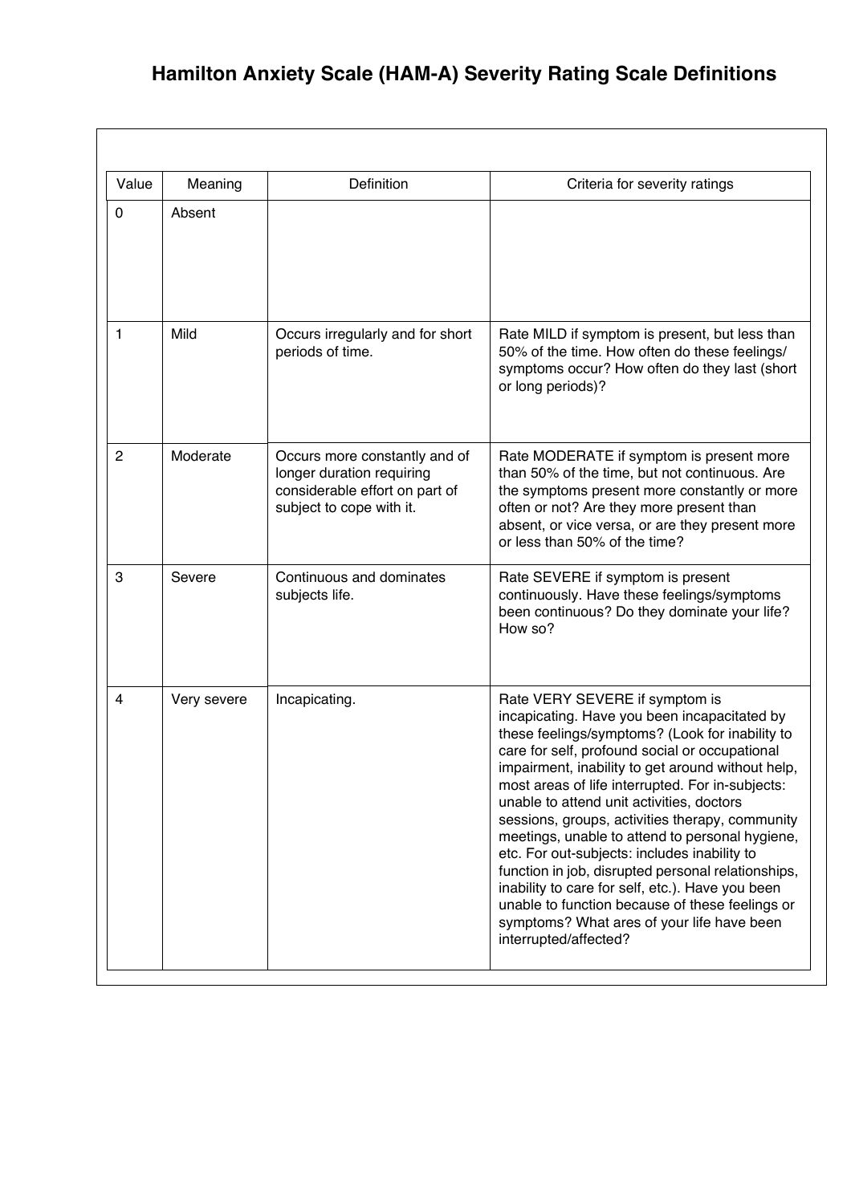# Hamilton Anxiety Scale (HAM-A) Severity Rating Scale Definitions

| Value | Meaning | Definition | Criteria for severity ratings |
|---|---|---|---|
| 0 | Absent | | |
| 1 | Mild | Occurs irregularly and for short periods of time. | Rate MILD if symptom is present, but less than 50% of the time. How often do these feelings/ symptoms occur? How often do they last (short or long periods)? |
| 2 | Moderate | Occurs more constantly and of longer duration requiring considerable effort on part of subject to cope with it. | Rate MODERATE if symptom is present more than 50% of the time, but not continuous. Are the symptoms present more constantly or more often or not? Are they more present than absent, or vice versa, or are they present more or less than 50% of the time? |
| 3 | Severe | Continuous and dominates subjects life. | Rate SEVERE if symptom is present continuously. Have these feelings/symptoms been continuous? Do they dominate your life? How so? |
| 4 | Very severe | Incapicating. | Rate VERY SEVERE if symptom is incapicating. Have you been incapacitated by these feelings/symptoms? (Look for inability to care for self, profound social or occupational impairment, inability to get around without help, most areas of life interrupted. For in-subjects: unable to attend unit activities, doctors sessions, groups, activities therapy, community meetings, unable to attend to personal hygiene, etc. For out-subjects: includes inability to function in job, disrupted personal relationships, inability to care for self, etc.). Have you been unable to function because of these feelings or symptoms? What ares of your life have been interrupted/affected? |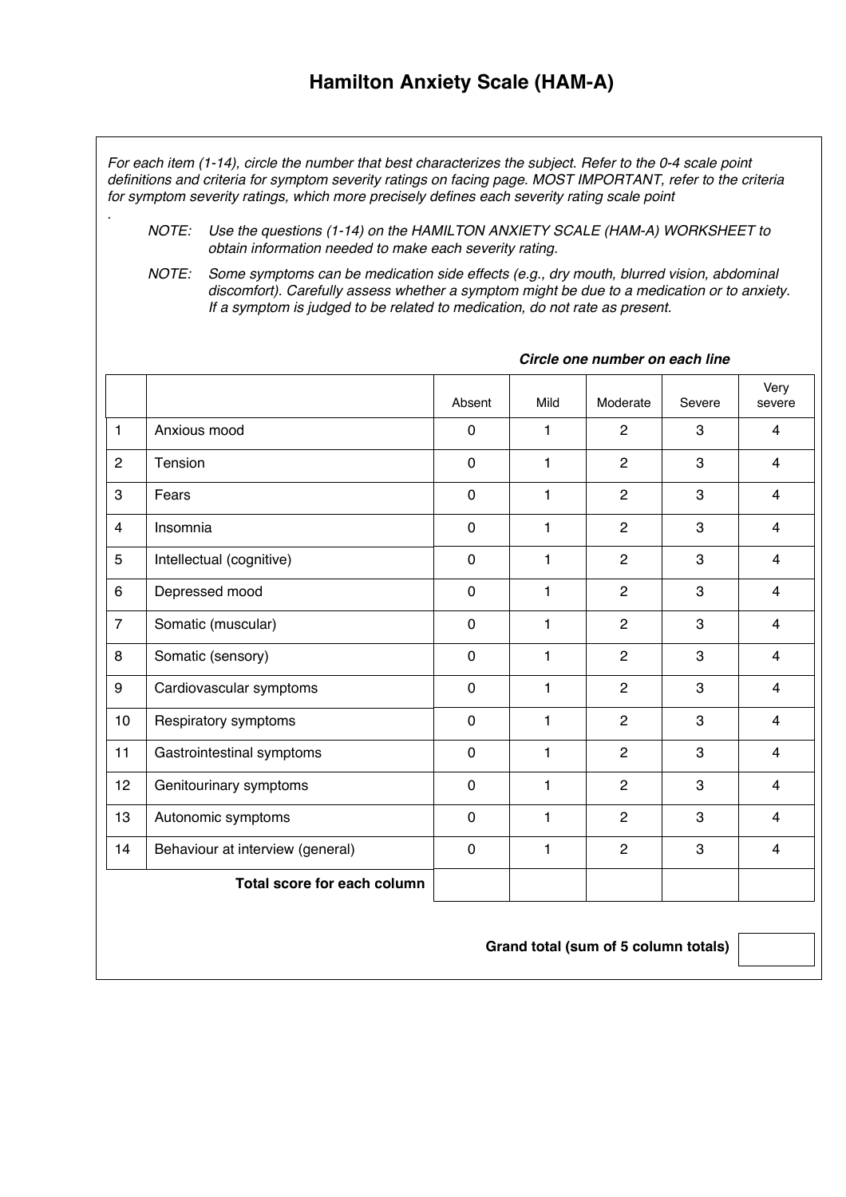# Hamilton Anxiety Scale (HAM-A)

*For each item (1-14), circle the number that best characterizes the subject. Refer to the 0-4 scale point definitions and criteria for symptom severity ratings on facing page. MOST IMPORTANT, refer to the criteria for symptom severity ratings, which more precisely defines each severity rating scale point*

.

*NOTE: Use the questions (1-14) on the HAMILTON ANXIETY SCALE (HAM-A) WORKSHEET to obtain information needed to make each severity rating.*

*NOTE: Some symptoms can be medication side effects (e.g., dry mouth, blurred vision, abdominal discomfort). Carefully assess whether a symptom might be due to a medication or to anxiety. If a symptom is judged to be related to medication, do not rate as present.*

***Circle one number on each line***

| | | Absent | Mild | Moderate | Severe | Very severe |
|---|---|---|---|---|---|---|
| 1 | Anxious mood | 0 | 1 | 2 | 3 | 4 |
| 2 | Tension | 0 | 1 | 2 | 3 | 4 |
| 3 | Fears | 0 | 1 | 2 | 3 | 4 |
| 4 | Insomnia | 0 | 1 | 2 | 3 | 4 |
| 5 | Intellectual (cognitive) | 0 | 1 | 2 | 3 | 4 |
| 6 | Depressed mood | 0 | 1 | 2 | 3 | 4 |
| 7 | Somatic (muscular) | 0 | 1 | 2 | 3 | 4 |
| 8 | Somatic (sensory) | 0 | 1 | 2 | 3 | 4 |
| 9 | Cardiovascular symptoms | 0 | 1 | 2 | 3 | 4 |
| 10 | Respiratory symptoms | 0 | 1 | 2 | 3 | 4 |
| 11 | Gastrointestinal symptoms | 0 | 1 | 2 | 3 | 4 |
| 12 | Genitourinary symptoms | 0 | 1 | 2 | 3 | 4 |
| 13 | Autonomic symptoms | 0 | 1 | 2 | 3 | 4 |
| 14 | Behaviour at interview (general) | 0 | 1 | 2 | 3 | 4 |
| | **Total score for each column** | | | | | |

**Grand total (sum of 5 column totals)** ______